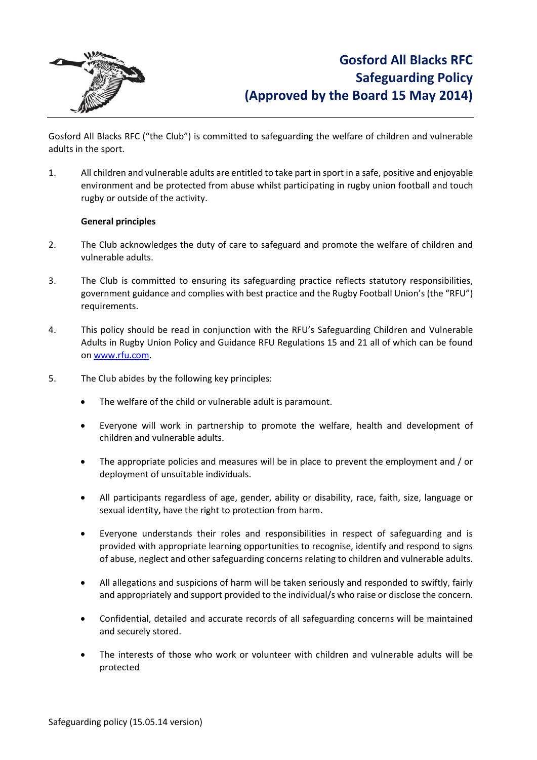# Gosford All Blacks RFC Safeguarding Policy (Approved by the Board 15 May 2014)

Gosford All Blacks RFC ("the Club") is committed to safeguarding the welfare of children and vulnerable adults in the sport.

1. All children and vulnerable adults are entitled to take part in sport in a safe, positive and enjoyable environment and be protected from abuse whilst participating in rugby union football and touch rugby or outside of the activity.

   **General principles**

2. The Club acknowledges the duty of care to safeguard and promote the welfare of children and vulnerable adults.

3. The Club is committed to ensuring its safeguarding practice reflects statutory responsibilities, government guidance and complies with best practice and the Rugby Football Union's (the "RFU") requirements.

4. This policy should be read in conjunction with the RFU's Safeguarding Children and Vulnerable Adults in Rugby Union Policy and Guidance RFU Regulations 15 and 21 all of which can be found on [www.rfu.com](http://www.rfu.com).

5. The Club abides by the following key principles:

   - The welfare of the child or vulnerable adult is paramount.
   - Everyone will work in partnership to promote the welfare, health and development of children and vulnerable adults.
   - The appropriate policies and measures will be in place to prevent the employment and / or deployment of unsuitable individuals.
   - All participants regardless of age, gender, ability or disability, race, faith, size, language or sexual identity, have the right to protection from harm.
   - Everyone understands their roles and responsibilities in respect of safeguarding and is provided with appropriate learning opportunities to recognise, identify and respond to signs of abuse, neglect and other safeguarding concerns relating to children and vulnerable adults.
   - All allegations and suspicions of harm will be taken seriously and responded to swiftly, fairly and appropriately and support provided to the individual/s who raise or disclose the concern.
   - Confidential, detailed and accurate records of all safeguarding concerns will be maintained and securely stored.
   - The interests of those who work or volunteer with children and vulnerable adults will be protected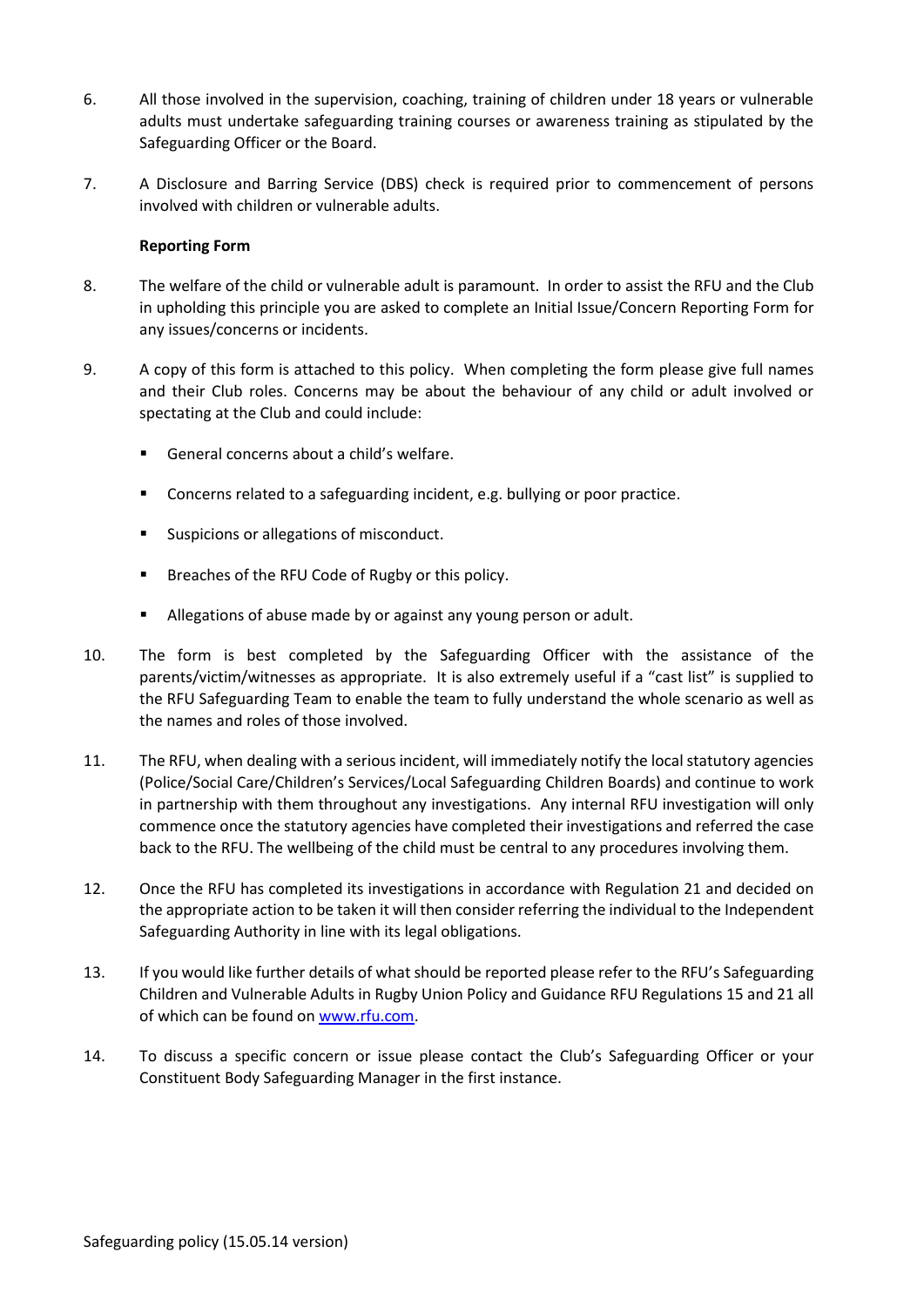6. All those involved in the supervision, coaching, training of children under 18 years or vulnerable adults must undertake safeguarding training courses or awareness training as stipulated by the Safeguarding Officer or the Board.

7. A Disclosure and Barring Service (DBS) check is required prior to commencement of persons involved with children or vulnerable adults.

**Reporting Form**

8. The welfare of the child or vulnerable adult is paramount. In order to assist the RFU and the Club in upholding this principle you are asked to complete an Initial Issue/Concern Reporting Form for any issues/concerns or incidents.

9. A copy of this form is attached to this policy. When completing the form please give full names and their Club roles. Concerns may be about the behaviour of any child or adult involved or spectating at the Club and could include:

   - General concerns about a child's welfare.
   - Concerns related to a safeguarding incident, e.g. bullying or poor practice.
   - Suspicions or allegations of misconduct.
   - Breaches of the RFU Code of Rugby or this policy.
   - Allegations of abuse made by or against any young person or adult.

10. The form is best completed by the Safeguarding Officer with the assistance of the parents/victim/witnesses as appropriate. It is also extremely useful if a "cast list" is supplied to the RFU Safeguarding Team to enable the team to fully understand the whole scenario as well as the names and roles of those involved.

11. The RFU, when dealing with a serious incident, will immediately notify the local statutory agencies (Police/Social Care/Children's Services/Local Safeguarding Children Boards) and continue to work in partnership with them throughout any investigations. Any internal RFU investigation will only commence once the statutory agencies have completed their investigations and referred the case back to the RFU. The wellbeing of the child must be central to any procedures involving them.

12. Once the RFU has completed its investigations in accordance with Regulation 21 and decided on the appropriate action to be taken it will then consider referring the individual to the Independent Safeguarding Authority in line with its legal obligations.

13. If you would like further details of what should be reported please refer to the RFU's Safeguarding Children and Vulnerable Adults in Rugby Union Policy and Guidance RFU Regulations 15 and 21 all of which can be found on [www.rfu.com](http://www.rfu.com).

14. To discuss a specific concern or issue please contact the Club's Safeguarding Officer or your Constituent Body Safeguarding Manager in the first instance.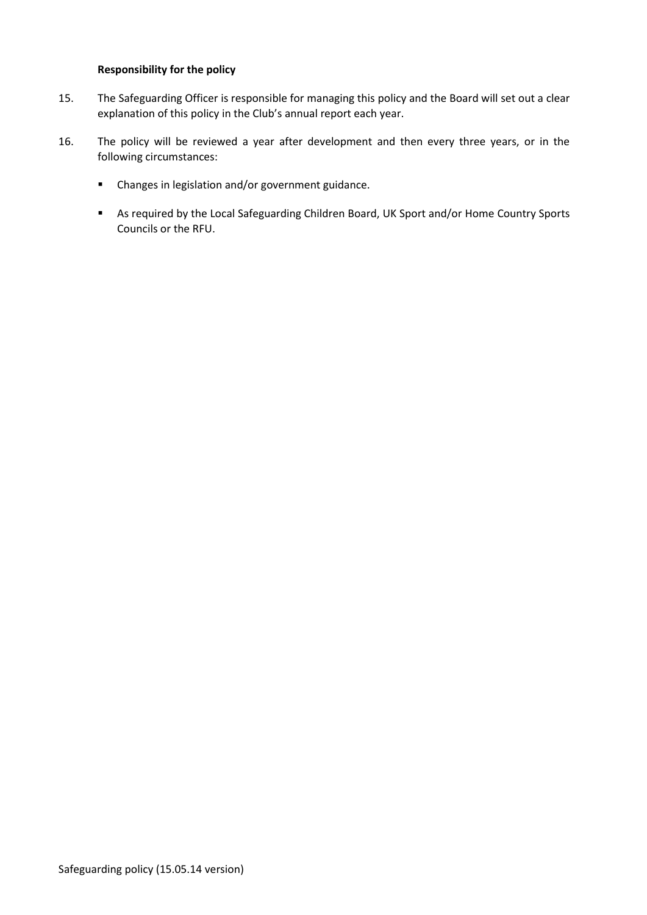**Responsibility for the policy**

15. The Safeguarding Officer is responsible for managing this policy and the Board will set out a clear explanation of this policy in the Club's annual report each year.

16. The policy will be reviewed a year after development and then every three years, or in the following circumstances:

    - Changes in legislation and/or government guidance.
    - As required by the Local Safeguarding Children Board, UK Sport and/or Home Country Sports Councils or the RFU.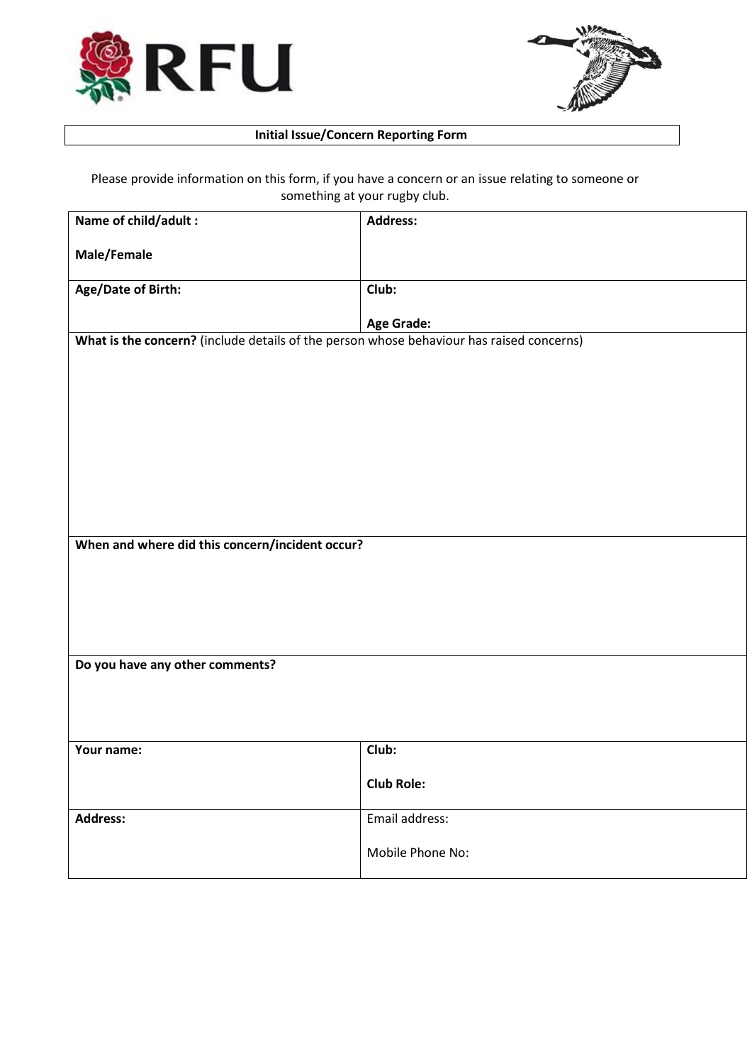**Initial Issue/Concern Reporting Form**

Please provide information on this form, if you have a concern or an issue relating to someone or something at your rugby club.

| | |
|---|---|
| **Name of child/adult :**<br><br>**Male/Female** | **Address:** |
| **Age/Date of Birth:** | **Club:**<br><br>**Age Grade:** |
| **What is the concern?** (include details of the person whose behaviour has raised concerns) | |
| **When and where did this concern/incident occur?** | |
| **Do you have any other comments?** | |
| **Your name:** | **Club:**<br><br>**Club Role:** |
| **Address:** | Email address:<br><br>Mobile Phone No: |